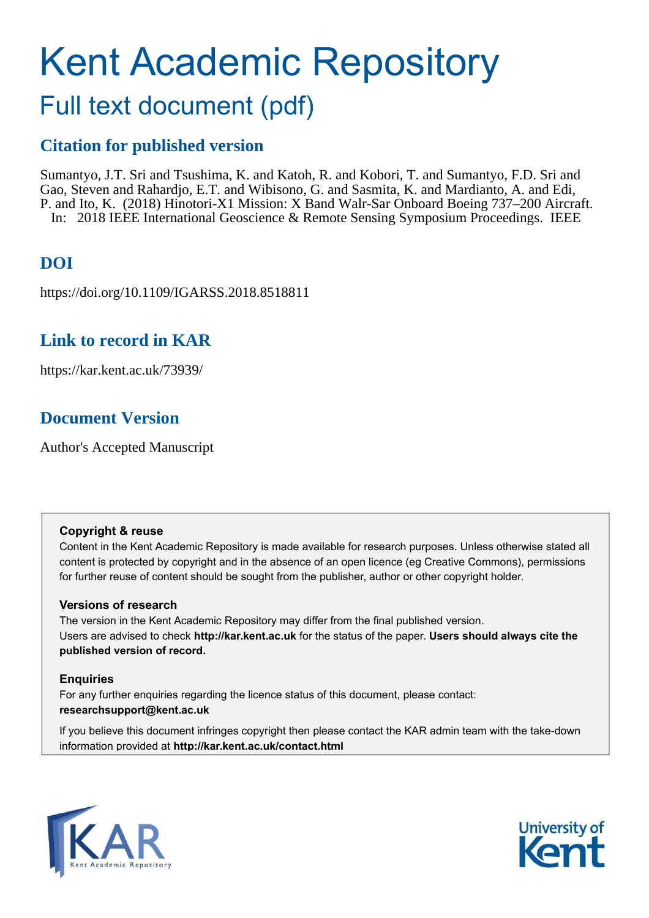# Kent Academic Repository

## Full text document (pdf)

### Citation for published version

Sumantyo, J.T. Sri and Tsushima, K. and Katoh, R. and Kobori, T. and Sumantyo, F.D. Sri and Gao, Steven and Rahardjo, E.T. and Wibisono, G. and Sasmita, K. and Mardianto, A. and Edi, P. and Ito, K. (2018) Hinotori-X1 Mission: X Band Walr-Sar Onboard Boeing 737–200 Aircraft. In: 2018 IEEE International Geoscience & Remote Sensing Symposium Proceedings. IEEE

### DOI

https://doi.org/10.1109/IGARSS.2018.8518811

### Link to record in KAR

https://kar.kent.ac.uk/73939/

### Document Version

Author's Accepted Manuscript

**Copyright & reuse**

Content in the Kent Academic Repository is made available for research purposes. Unless otherwise stated all content is protected by copyright and in the absence of an open licence (eg Creative Commons), permissions for further reuse of content should be sought from the publisher, author or other copyright holder.

**Versions of research**

The version in the Kent Academic Repository may differ from the final published version. Users are advised to check **http://kar.kent.ac.uk** for the status of the paper. **Users should always cite the published version of record.**

**Enquiries**

For any further enquiries regarding the licence status of this document, please contact: **researchsupport@kent.ac.uk**

If you believe this document infringes copyright then please contact the KAR admin team with the take-down information provided at **http://kar.kent.ac.uk/contact.html**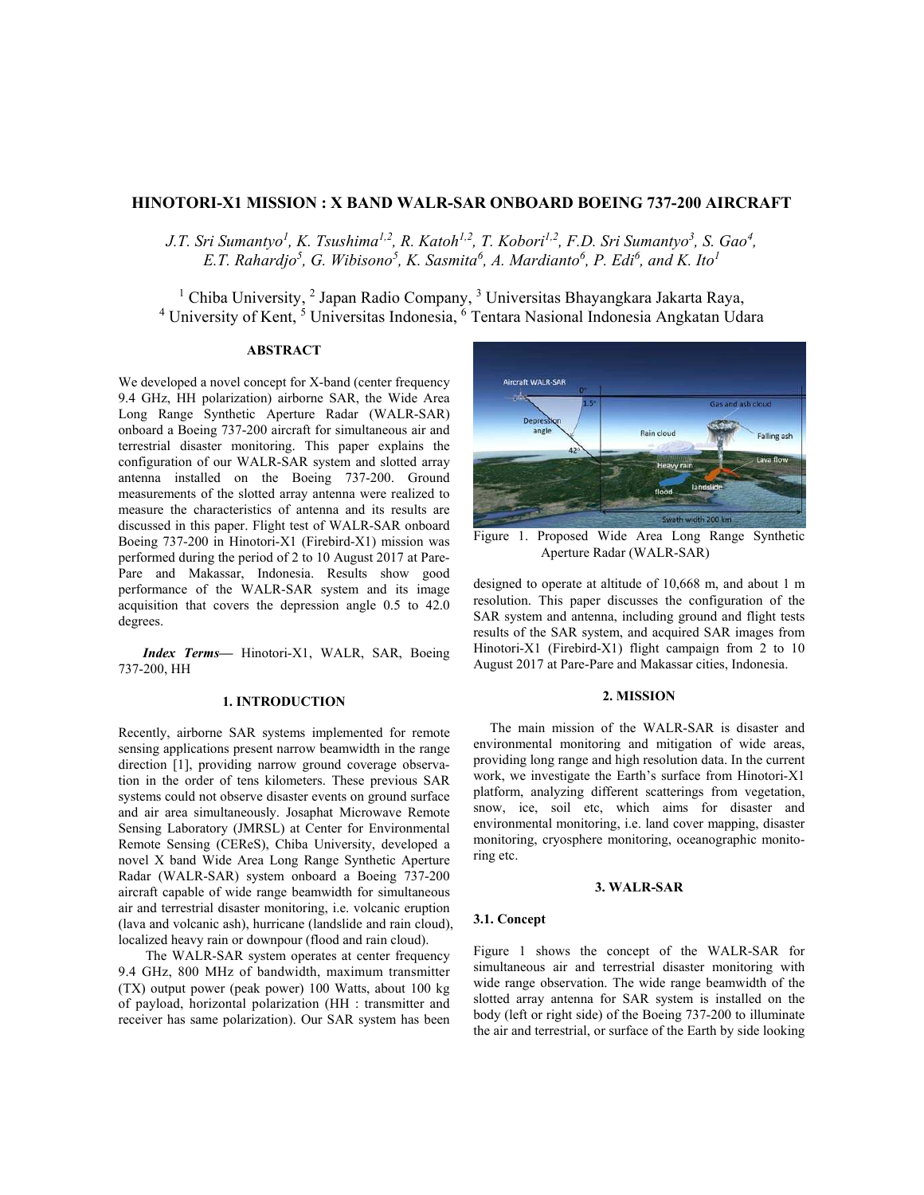# HINOTORI-X1 MISSION : X BAND WALR-SAR ONBOARD BOEING 737-200 AIRCRAFT

*J.T. Sri Sumantyo[1], K. Tsushima[1,2], R. Katoh[1,2], T. Kobori[1,2], F.D. Sri Sumantyo[3], S. Gao[4], E.T. Rahardjo[5], G. Wibisono[5], K. Sasmita[6], A. Mardianto[6], P. Edi[6], and K. Ito[1]*

[1] Chiba University, [2] Japan Radio Company, [3] Universitas Bhayangkara Jakarta Raya, [4] University of Kent, [5] Universitas Indonesia, [6] Tentara Nasional Indonesia Angkatan Udara

## ABSTRACT

We developed a novel concept for X-band (center frequency 9.4 GHz, HH polarization) airborne SAR, the Wide Area Long Range Synthetic Aperture Radar (WALR-SAR) onboard a Boeing 737-200 aircraft for simultaneous air and terrestrial disaster monitoring. This paper explains the configuration of our WALR-SAR system and slotted array antenna installed on the Boeing 737-200. Ground measurements of the slotted array antenna were realized to measure the characteristics of antenna and its results are discussed in this paper. Flight test of WALR-SAR onboard Boeing 737-200 in Hinotori-X1 (Firebird-X1) mission was performed during the period of 2 to 10 August 2017 at Pare-Pare and Makassar, Indonesia. Results show good performance of the WALR-SAR system and its image acquisition that covers the depression angle 0.5 to 42.0 degrees.

***Index Terms***— Hinotori-X1, WALR, SAR, Boeing 737-200, HH

## 1. INTRODUCTION

Recently, airborne SAR systems implemented for remote sensing applications present narrow beamwidth in the range direction [1], providing narrow ground coverage observation in the order of tens kilometers. These previous SAR systems could not observe disaster events on ground surface and air area simultaneously. Josaphat Microwave Remote Sensing Laboratory (JMRSL) at Center for Environmental Remote Sensing (CEReS), Chiba University, developed a novel X band Wide Area Long Range Synthetic Aperture Radar (WALR-SAR) system onboard a Boeing 737-200 aircraft capable of wide range beamwidth for simultaneous air and terrestrial disaster monitoring, i.e. volcanic eruption (lava and volcanic ash), hurricane (landslide and rain cloud), localized heavy rain or downpour (flood and rain cloud).

The WALR-SAR system operates at center frequency 9.4 GHz, 800 MHz of bandwidth, maximum transmitter (TX) output power (peak power) 100 Watts, about 100 kg of payload, horizontal polarization (HH : transmitter and receiver has same polarization). Our SAR system has been designed to operate at altitude of 10,668 m, and about 1 m resolution. This paper discusses the configuration of the SAR system and antenna, including ground and flight tests results of the SAR system, and acquired SAR images from Hinotori-X1 (Firebird-X1) flight campaign from 2 to 10 August 2017 at Pare-Pare and Makassar cities, Indonesia.

Figure 1. Proposed Wide Area Long Range Synthetic Aperture Radar (WALR-SAR)

## 2. MISSION

The main mission of the WALR-SAR is disaster and environmental monitoring and mitigation of wide areas, providing long range and high resolution data. In the current work, we investigate the Earth's surface from Hinotori-X1 platform, analyzing different scatterings from vegetation, snow, ice, soil etc, which aims for disaster and environmental monitoring, i.e. land cover mapping, disaster monitoring, cryosphere monitoring, oceanographic monitoring etc.

## 3. WALR-SAR

### 3.1. Concept

Figure 1 shows the concept of the WALR-SAR for simultaneous air and terrestrial disaster monitoring with wide range observation. The wide range beamwidth of the slotted array antenna for SAR system is installed on the body (left or right side) of the Boeing 737-200 to illuminate the air and terrestrial, or surface of the Earth by side looking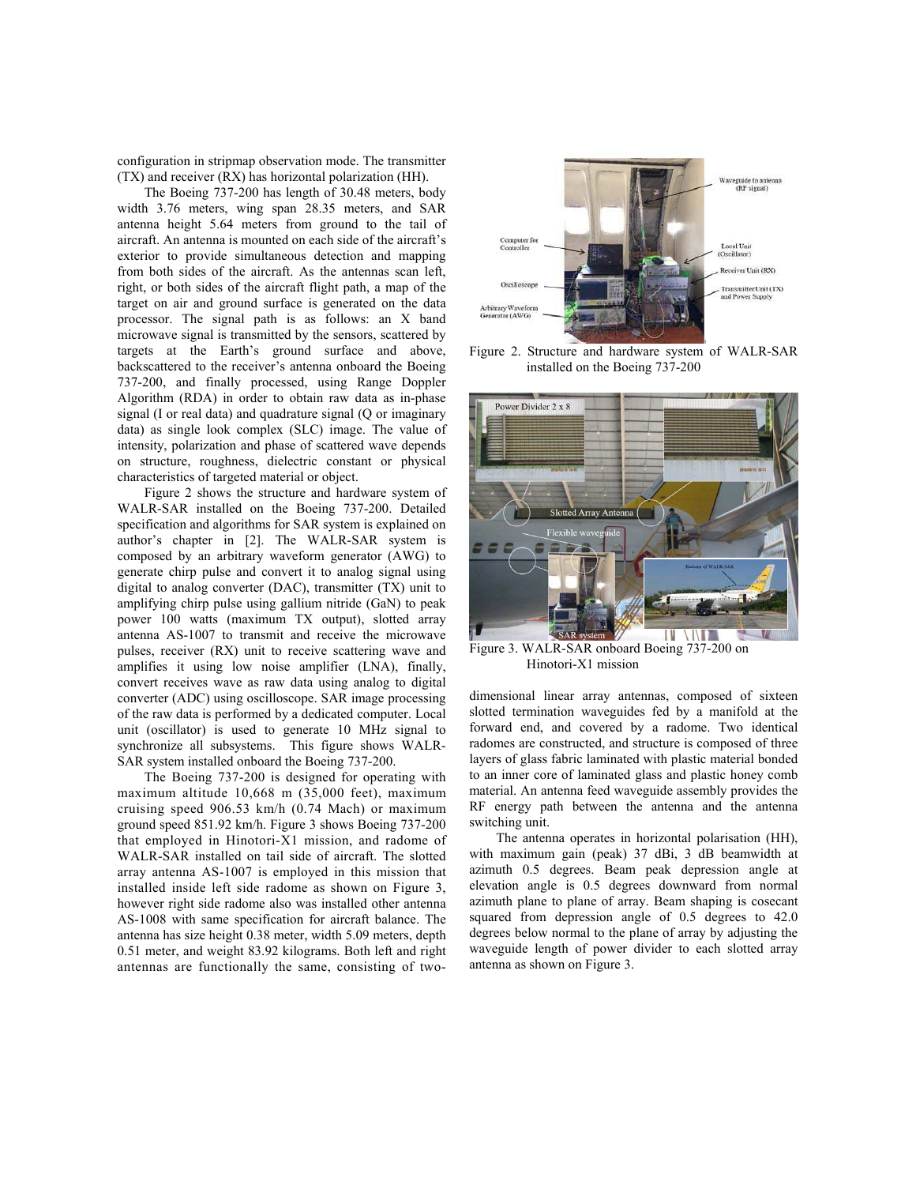configuration in stripmap observation mode. The transmitter (TX) and receiver (RX) has horizontal polarization (HH).

The Boeing 737-200 has length of 30.48 meters, body width 3.76 meters, wing span 28.35 meters, and SAR antenna height 5.64 meters from ground to the tail of aircraft. An antenna is mounted on each side of the aircraft's exterior to provide simultaneous detection and mapping from both sides of the aircraft. As the antennas scan left, right, or both sides of the aircraft flight path, a map of the target on air and ground surface is generated on the data processor. The signal path is as follows: an X band microwave signal is transmitted by the sensors, scattered by targets at the Earth's ground surface and above, backscattered to the receiver's antenna onboard the Boeing 737-200, and finally processed, using Range Doppler Algorithm (RDA) in order to obtain raw data as in-phase signal (I or real data) and quadrature signal (Q or imaginary data) as single look complex (SLC) image. The value of intensity, polarization and phase of scattered wave depends on structure, roughness, dielectric constant or physical characteristics of targeted material or object.

Figure 2 shows the structure and hardware system of WALR-SAR installed on the Boeing 737-200. Detailed specification and algorithms for SAR system is explained on author's chapter in [2]. The WALR-SAR system is composed by an arbitrary waveform generator (AWG) to generate chirp pulse and convert it to analog signal using digital to analog converter (DAC), transmitter (TX) unit to amplifying chirp pulse using gallium nitride (GaN) to peak power 100 watts (maximum TX output), slotted array antenna AS-1007 to transmit and receive the microwave pulses, receiver (RX) unit to receive scattering wave and amplifies it using low noise amplifier (LNA), finally, convert receives wave as raw data using analog to digital converter (ADC) using oscilloscope. SAR image processing of the raw data is performed by a dedicated computer. Local unit (oscillator) is used to generate 10 MHz signal to synchronize all subsystems. This figure shows WALR-SAR system installed onboard the Boeing 737-200.

The Boeing 737-200 is designed for operating with maximum altitude 10,668 m (35,000 feet), maximum cruising speed 906.53 km/h (0.74 Mach) or maximum ground speed 851.92 km/h. Figure 3 shows Boeing 737-200 that employed in Hinotori-X1 mission, and radome of WALR-SAR installed on tail side of aircraft. The slotted array antenna AS-1007 is employed in this mission that installed inside left side radome as shown on Figure 3, however right side radome also was installed other antenna AS-1008 with same specification for aircraft balance. The antenna has size height 0.38 meter, width 5.09 meters, depth 0.51 meter, and weight 83.92 kilograms. Both left and right antennas are functionally the same, consisting of two-dimensional linear array antennas, composed of sixteen slotted termination waveguides fed by a manifold at the forward end, and covered by a radome. Two identical radomes are constructed, and structure is composed of three layers of glass fabric laminated with plastic material bonded to an inner core of laminated glass and plastic honey comb material. An antenna feed waveguide assembly provides the RF energy path between the antenna and the antenna switching unit.

Figure 2. Structure and hardware system of WALR-SAR installed on the Boeing 737-200

Figure 3. WALR-SAR onboard Boeing 737-200 on Hinotori-X1 mission

The antenna operates in horizontal polarisation (HH), with maximum gain (peak) 37 dBi, 3 dB beamwidth at azimuth 0.5 degrees. Beam peak depression angle at elevation angle is 0.5 degrees downward from normal azimuth plane to plane of array. Beam shaping is cosecant squared from depression angle of 0.5 degrees to 42.0 degrees below normal to the plane of array by adjusting the waveguide length of power divider to each slotted array antenna as shown on Figure 3.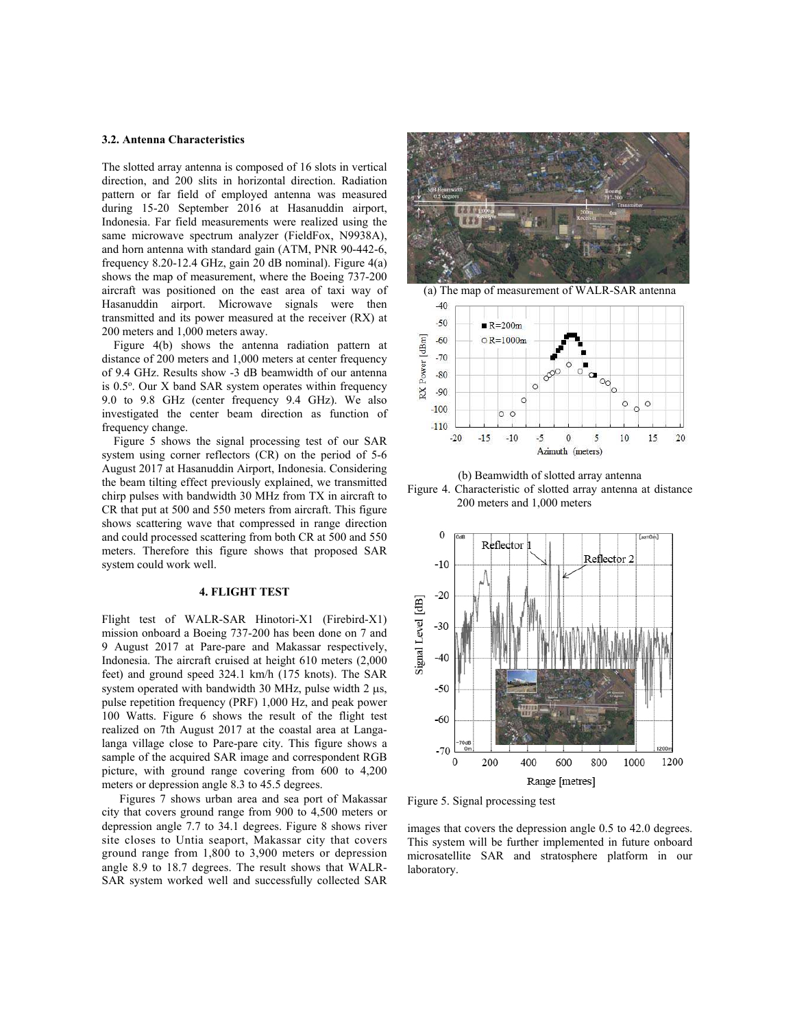### 3.2. Antenna Characteristics

The slotted array antenna is composed of 16 slots in vertical direction, and 200 slits in horizontal direction. Radiation pattern or far field of employed antenna was measured during 15-20 September 2016 at Hasanuddin airport, Indonesia. Far field measurements were realized using the same microwave spectrum analyzer (FieldFox, N9938A), and horn antenna with standard gain (ATM, PNR 90-442-6, frequency 8.20-12.4 GHz, gain 20 dB nominal). Figure 4(a) shows the map of measurement, where the Boeing 737-200 aircraft was positioned on the east area of taxi way of Hasanuddin airport. Microwave signals were then transmitted and its power measured at the receiver (RX) at 200 meters and 1,000 meters away.

Figure 4(b) shows the antenna radiation pattern at distance of 200 meters and 1,000 meters at center frequency of 9.4 GHz. Results show -3 dB beamwidth of our antenna is 0.5°. Our X band SAR system operates within frequency 9.0 to 9.8 GHz (center frequency 9.4 GHz). We also investigated the center beam direction as function of frequency change.

Figure 5 shows the signal processing test of our SAR system using corner reflectors (CR) on the period of 5-6 August 2017 at Hasanuddin Airport, Indonesia. Considering the beam tilting effect previously explained, we transmitted chirp pulses with bandwidth 30 MHz from TX in aircraft to CR that put at 500 and 550 meters from aircraft. This figure shows scattering wave that compressed in range direction and could processed scattering from both CR at 500 and 550 meters. Therefore this figure shows that proposed SAR system could work well.

(a) The map of measurement of WALR-SAR antenna

(b) Beamwidth of slotted array antenna

Figure 4. Characteristic of slotted array antenna at distance 200 meters and 1,000 meters

Figure 5. Signal processing test

## 4. FLIGHT TEST

Flight test of WALR-SAR Hinotori-X1 (Firebird-X1) mission onboard a Boeing 737-200 has been done on 7 and 9 August 2017 at Pare-pare and Makassar respectively, Indonesia. The aircraft cruised at height 610 meters (2,000 feet) and ground speed 324.1 km/h (175 knots). The SAR system operated with bandwidth 30 MHz, pulse width 2 μs, pulse repetition frequency (PRF) 1,000 Hz, and peak power 100 Watts. Figure 6 shows the result of the flight test realized on 7th August 2017 at the coastal area at Langa-langa village close to Pare-pare city. This figure shows a sample of the acquired SAR image and correspondent RGB picture, with ground range covering from 600 to 4,200 meters or depression angle 8.3 to 45.5 degrees.

Figures 7 shows urban area and sea port of Makassar city that covers ground range from 900 to 4,500 meters or depression angle 7.7 to 34.1 degrees. Figure 8 shows river site closes to Untia seaport, Makassar city that covers ground range from 1,800 to 3,900 meters or depression angle 8.9 to 18.7 degrees. The result shows that WALR-SAR system worked well and successfully collected SAR images that covers the depression angle 0.5 to 42.0 degrees. This system will be further implemented in future onboard microsatellite SAR and stratosphere platform in our laboratory.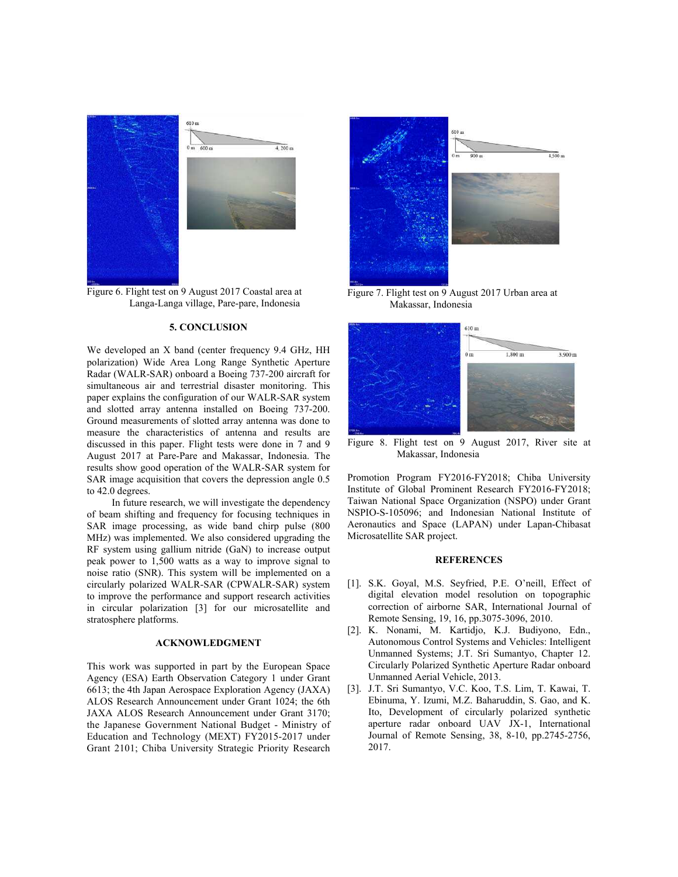610 m

0 m 600 m 4,200 m

Figure 6. Flight test on 9 August 2017 Coastal area at Langa-Langa village, Pare-pare, Indonesia

610 m

0 m 900 m 4,500 m

Figure 7. Flight test on 9 August 2017 Urban area at Makassar, Indonesia

610 m

0 m 1,800 m 3,500 m

Figure 8. Flight test on 9 August 2017, River site at Makassar, Indonesia

## 5. CONCLUSION

We developed an X band (center frequency 9.4 GHz, HH polarization) Wide Area Long Range Synthetic Aperture Radar (WALR-SAR) onboard a Boeing 737-200 aircraft for simultaneous air and terrestrial disaster monitoring. This paper explains the configuration of our WALR-SAR system and slotted array antenna installed on Boeing 737-200. Ground measurements of slotted array antenna was done to measure the characteristics of antenna and results are discussed in this paper. Flight tests were done in 7 and 9 August 2017 at Pare-Pare and Makassar, Indonesia. The results show good operation of the WALR-SAR system for SAR image acquisition that covers the depression angle 0.5 to 42.0 degrees.

In future research, we will investigate the dependency of beam shifting and frequency for focusing techniques in SAR image processing, as wide band chirp pulse (800 MHz) was implemented. We also considered upgrading the RF system using gallium nitride (GaN) to increase output peak power to 1,500 watts as a way to improve signal to noise ratio (SNR). This system will be implemented on a circularly polarized WALR-SAR (CPWALR-SAR) system to improve the performance and support research activities in circular polarization [3] for our microsatellite and stratosphere platforms.

## ACKNOWLEDGMENT

This work was supported in part by the European Space Agency (ESA) Earth Observation Category 1 under Grant 6613; the 4th Japan Aerospace Exploration Agency (JAXA) ALOS Research Announcement under Grant 1024; the 6th JAXA ALOS Research Announcement under Grant 3170; the Japanese Government National Budget - Ministry of Education and Technology (MEXT) FY2015-2017 under Grant 2101; Chiba University Strategic Priority Research Promotion Program FY2016-FY2018; Chiba University Institute of Global Prominent Research FY2016-FY2018; Taiwan National Space Organization (NSPO) under Grant NSPIO-S-105096; and Indonesian National Institute of Aeronautics and Space (LAPAN) under Lapan-Chibasat Microsatellite SAR project.

## REFERENCES

[1]. S.K. Goyal, M.S. Seyfried, P.E. O'neill, Effect of digital elevation model resolution on topographic correction of airborne SAR, International Journal of Remote Sensing, 19, 16, pp.3075-3096, 2010.

[2]. K. Nonami, M. Kartidjo, K.J. Budiyono, Edn., Autonomous Control Systems and Vehicles: Intelligent Unmanned Systems; J.T. Sri Sumantyo, Chapter 12. Circularly Polarized Synthetic Aperture Radar onboard Unmanned Aerial Vehicle, 2013.

[3]. J.T. Sri Sumantyo, V.C. Koo, T.S. Lim, T. Kawai, T. Ebinuma, Y. Izumi, M.Z. Baharuddin, S. Gao, and K. Ito, Development of circularly polarized synthetic aperture radar onboard UAV JX-1, International Journal of Remote Sensing, 38, 8-10, pp.2745-2756, 2017.